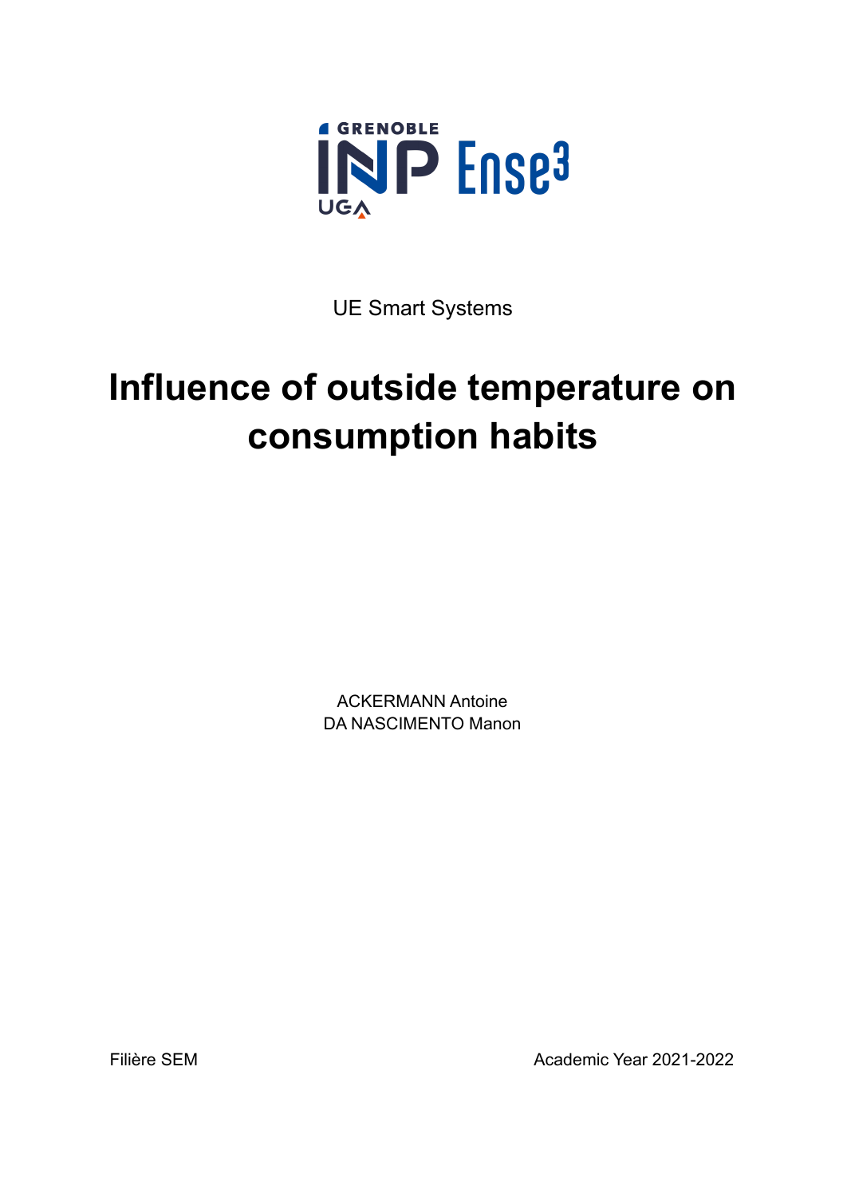UE Smart Systems

# Influence of outside temperature on consumption habits

ACKERMANN Antoine
DA NASCIMENTO Manon

Filière SEM

Academic Year 2021-2022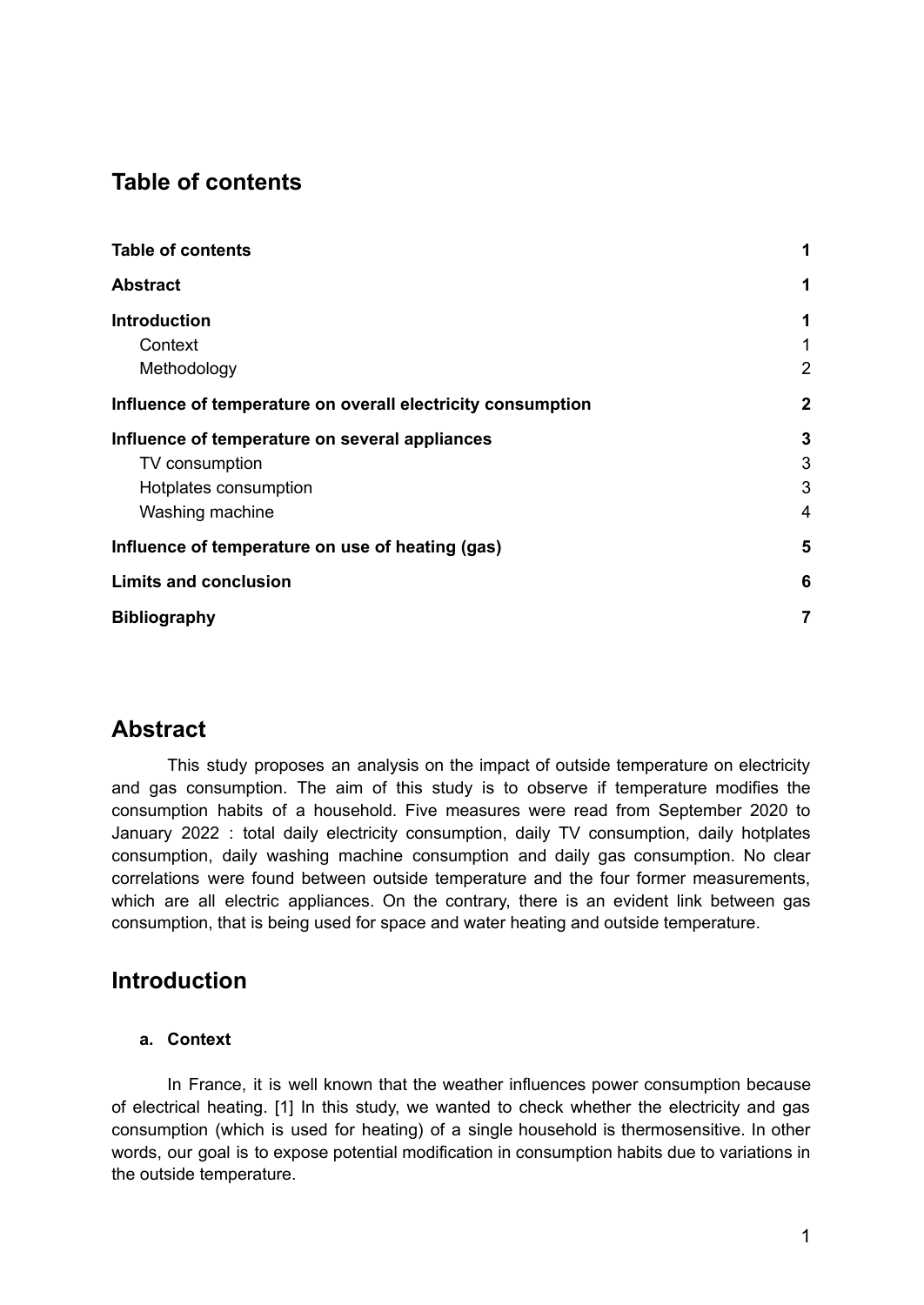## Table of contents

| | |
|---|---|
| **Table of contents** | **1** |
| **Abstract** | **1** |
| **Introduction** | **1** |
| Context | 1 |
| Methodology | 2 |
| **Influence of temperature on overall electricity consumption** | **2** |
| **Influence of temperature on several appliances** | **3** |
| TV consumption | 3 |
| Hotplates consumption | 3 |
| Washing machine | 4 |
| **Influence of temperature on use of heating (gas)** | **5** |
| **Limits and conclusion** | **6** |
| **Bibliography** | **7** |

## Abstract

This study proposes an analysis on the impact of outside temperature on electricity and gas consumption. The aim of this study is to observe if temperature modifies the consumption habits of a household. Five measures were read from September 2020 to January 2022 : total daily electricity consumption, daily TV consumption, daily hotplates consumption, daily washing machine consumption and daily gas consumption. No clear correlations were found between outside temperature and the four former measurements, which are all electric appliances. On the contrary, there is an evident link between gas consumption, that is being used for space and water heating and outside temperature.

## Introduction

### a. Context

In France, it is well known that the weather influences power consumption because of electrical heating. [1] In this study, we wanted to check whether the electricity and gas consumption (which is used for heating) of a single household is thermosensitive. In other words, our goal is to expose potential modification in consumption habits due to variations in the outside temperature.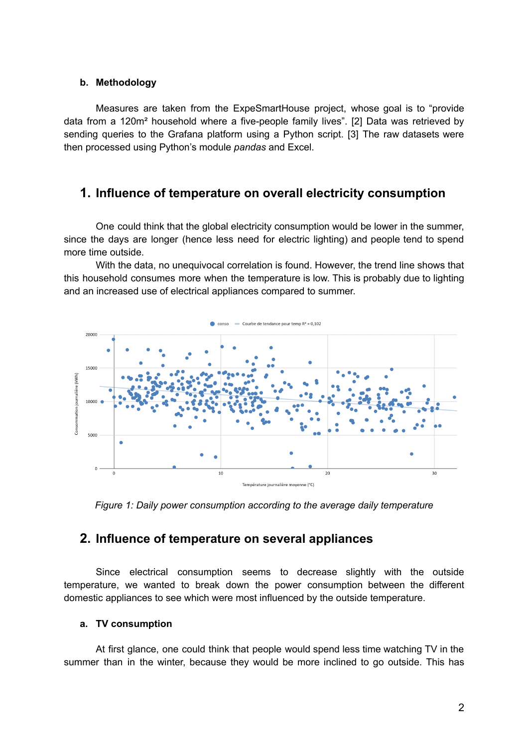### b. Methodology

Measures are taken from the ExpeSmartHouse project, whose goal is to "provide data from a 120m² household where a five-people family lives". [2] Data was retrieved by sending queries to the Grafana platform using a Python script. [3] The raw datasets were then processed using Python's module *pandas* and Excel.

## 1. Influence of temperature on overall electricity consumption

One could think that the global electricity consumption would be lower in the summer, since the days are longer (hence less need for electric lighting) and people tend to spend more time outside.

With the data, no unequivocal correlation is found. However, the trend line shows that this household consumes more when the temperature is low. This is probably due to lighting and an increased use of electrical appliances compared to summer.

*Figure 1: Daily power consumption according to the average daily temperature*

## 2. Influence of temperature on several appliances

Since electrical consumption seems to decrease slightly with the outside temperature, we wanted to break down the power consumption between the different domestic appliances to see which were most influenced by the outside temperature.

### a. TV consumption

At first glance, one could think that people would spend less time watching TV in the summer than in the winter, because they would be more inclined to go outside. This has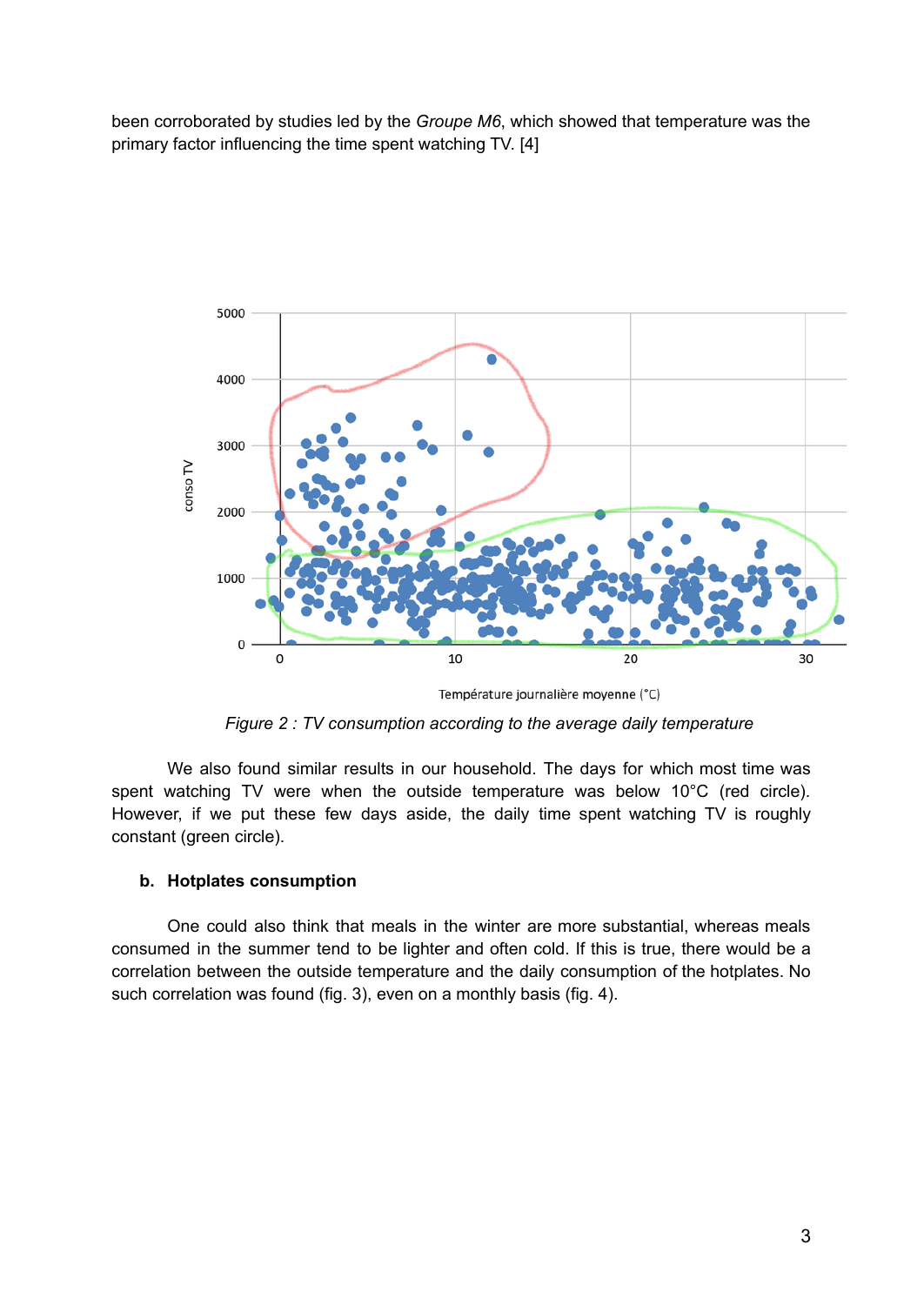been corroborated by studies led by the *Groupe M6*, which showed that temperature was the primary factor influencing the time spent watching TV. [4]

*Figure 2 : TV consumption according to the average daily temperature*

We also found similar results in our household. The days for which most time was spent watching TV were when the outside temperature was below 10°C (red circle). However, if we put these few days aside, the daily time spent watching TV is roughly constant (green circle).

### b. Hotplates consumption

One could also think that meals in the winter are more substantial, whereas meals consumed in the summer tend to be lighter and often cold. If this is true, there would be a correlation between the outside temperature and the daily consumption of the hotplates. No such correlation was found (fig. 3), even on a monthly basis (fig. 4).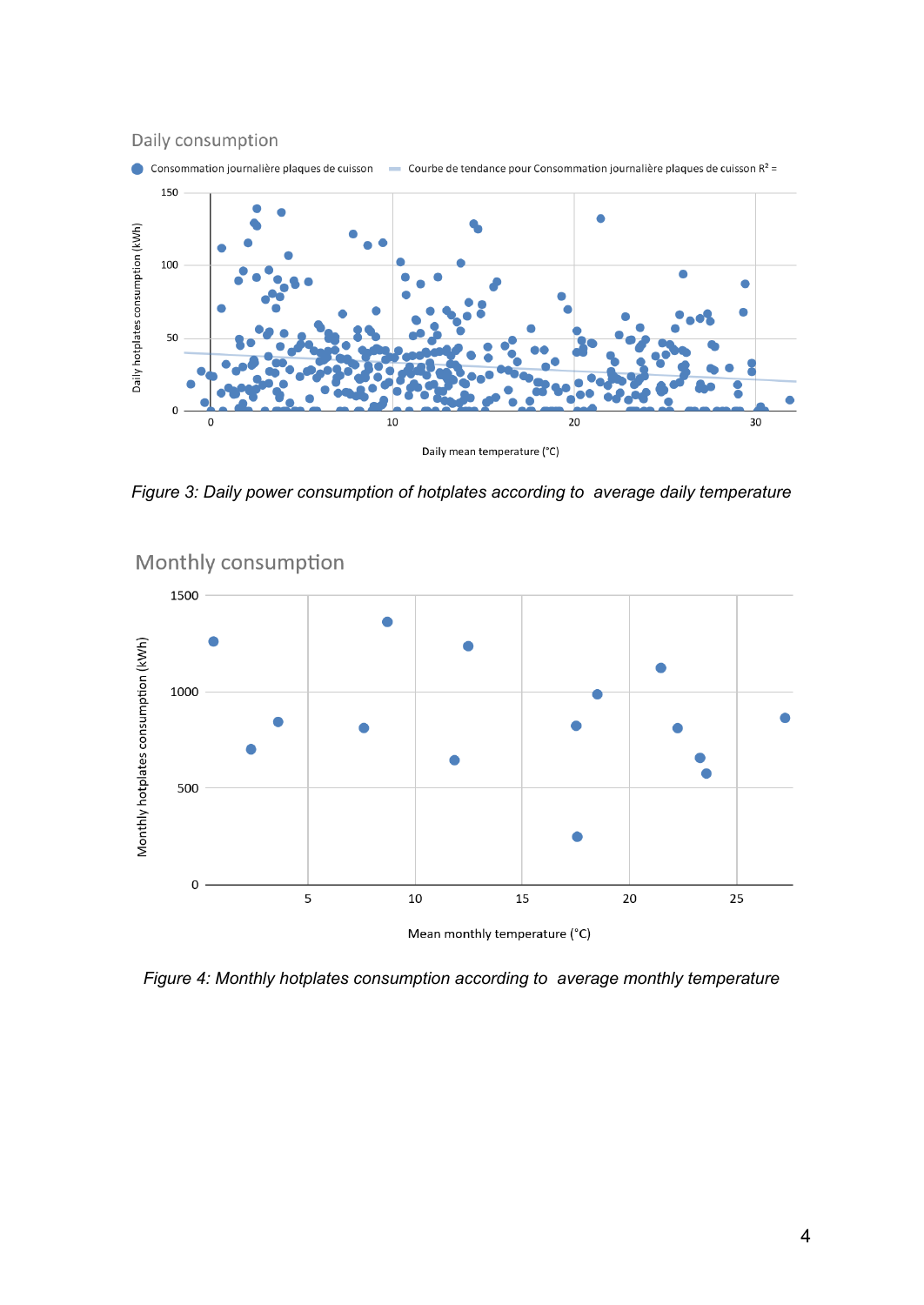Daily consumption

Consommation journalière plaques de cuisson — Courbe de tendance pour Consommation journalière plaques de cuisson $R^2$ =

Daily hotplates consumption (kWh)

Daily mean temperature (°C)

*Figure 3: Daily power consumption of hotplates according to average daily temperature*

Monthly consumption

Monthly hotplates consumption (kWh)

Mean monthly temperature (°C)

*Figure 4: Monthly hotplates consumption according to average monthly temperature*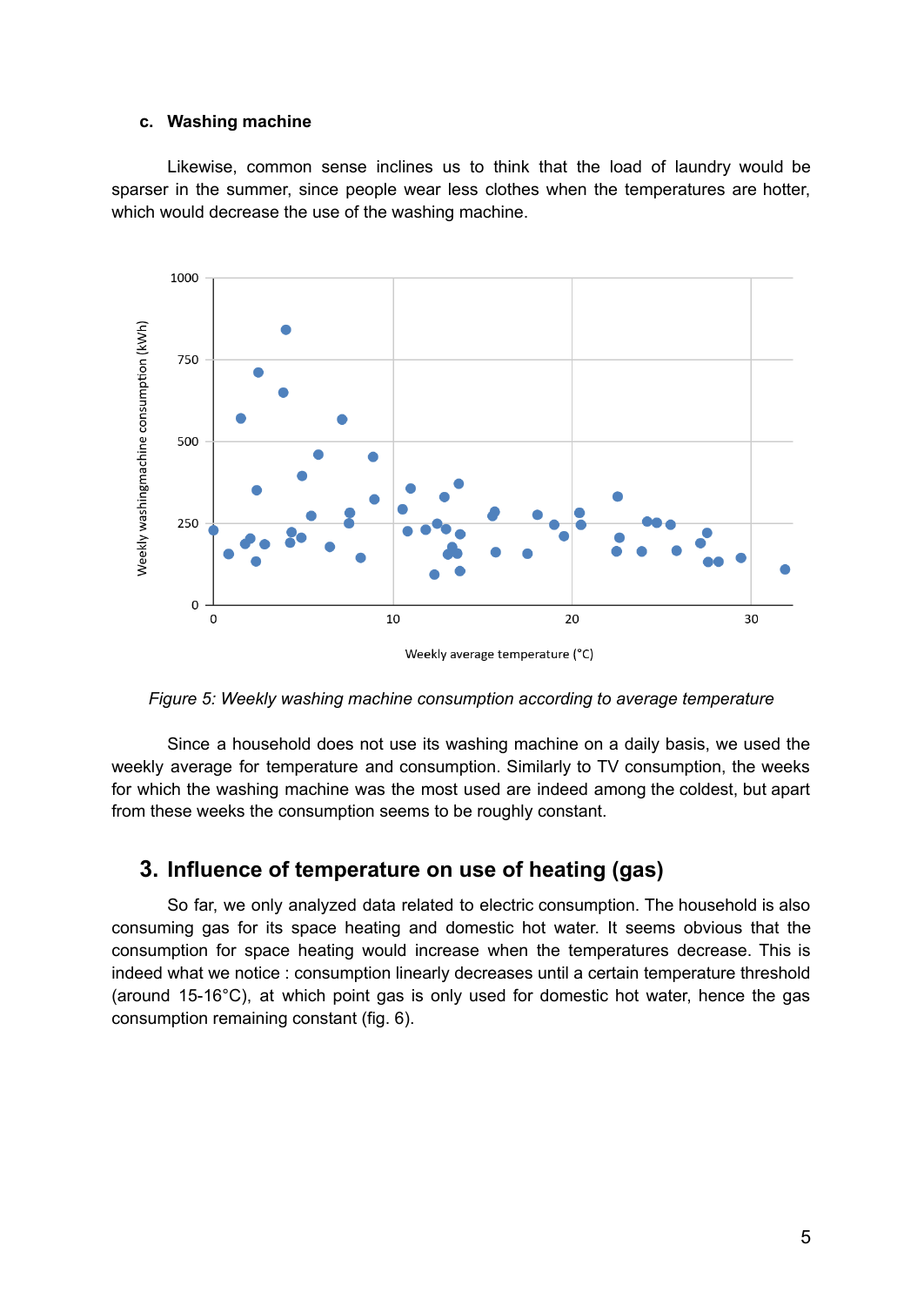#### c. Washing machine

Likewise, common sense inclines us to think that the load of laundry would be sparser in the summer, since people wear less clothes when the temperatures are hotter, which would decrease the use of the washing machine.

*Figure 5: Weekly washing machine consumption according to average temperature*

Since a household does not use its washing machine on a daily basis, we used the weekly average for temperature and consumption. Similarly to TV consumption, the weeks for which the washing machine was the most used are indeed among the coldest, but apart from these weeks the consumption seems to be roughly constant.

## 3. Influence of temperature on use of heating (gas)

So far, we only analyzed data related to electric consumption. The household is also consuming gas for its space heating and domestic hot water. It seems obvious that the consumption for space heating would increase when the temperatures decrease. This is indeed what we notice : consumption linearly decreases until a certain temperature threshold (around 15-16°C), at which point gas is only used for domestic hot water, hence the gas consumption remaining constant (fig. 6).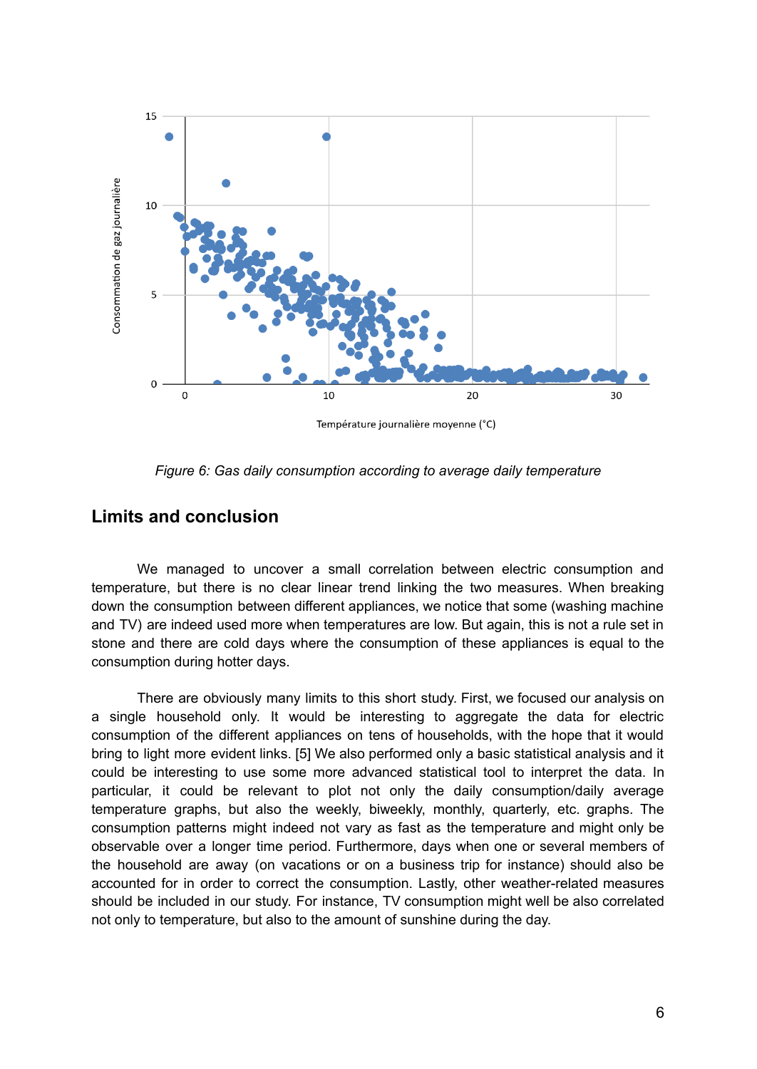*Figure 6: Gas daily consumption according to average daily temperature*

## Limits and conclusion

We managed to uncover a small correlation between electric consumption and temperature, but there is no clear linear trend linking the two measures. When breaking down the consumption between different appliances, we notice that some (washing machine and TV) are indeed used more when temperatures are low. But again, this is not a rule set in stone and there are cold days where the consumption of these appliances is equal to the consumption during hotter days.

There are obviously many limits to this short study. First, we focused our analysis on a single household only. It would be interesting to aggregate the data for electric consumption of the different appliances on tens of households, with the hope that it would bring to light more evident links. [5] We also performed only a basic statistical analysis and it could be interesting to use some more advanced statistical tool to interpret the data. In particular, it could be relevant to plot not only the daily consumption/daily average temperature graphs, but also the weekly, biweekly, monthly, quarterly, etc. graphs. The consumption patterns might indeed not vary as fast as the temperature and might only be observable over a longer time period. Furthermore, days when one or several members of the household are away (on vacations or on a business trip for instance) should also be accounted for in order to correct the consumption. Lastly, other weather-related measures should be included in our study. For instance, TV consumption might well be also correlated not only to temperature, but also to the amount of sunshine during the day.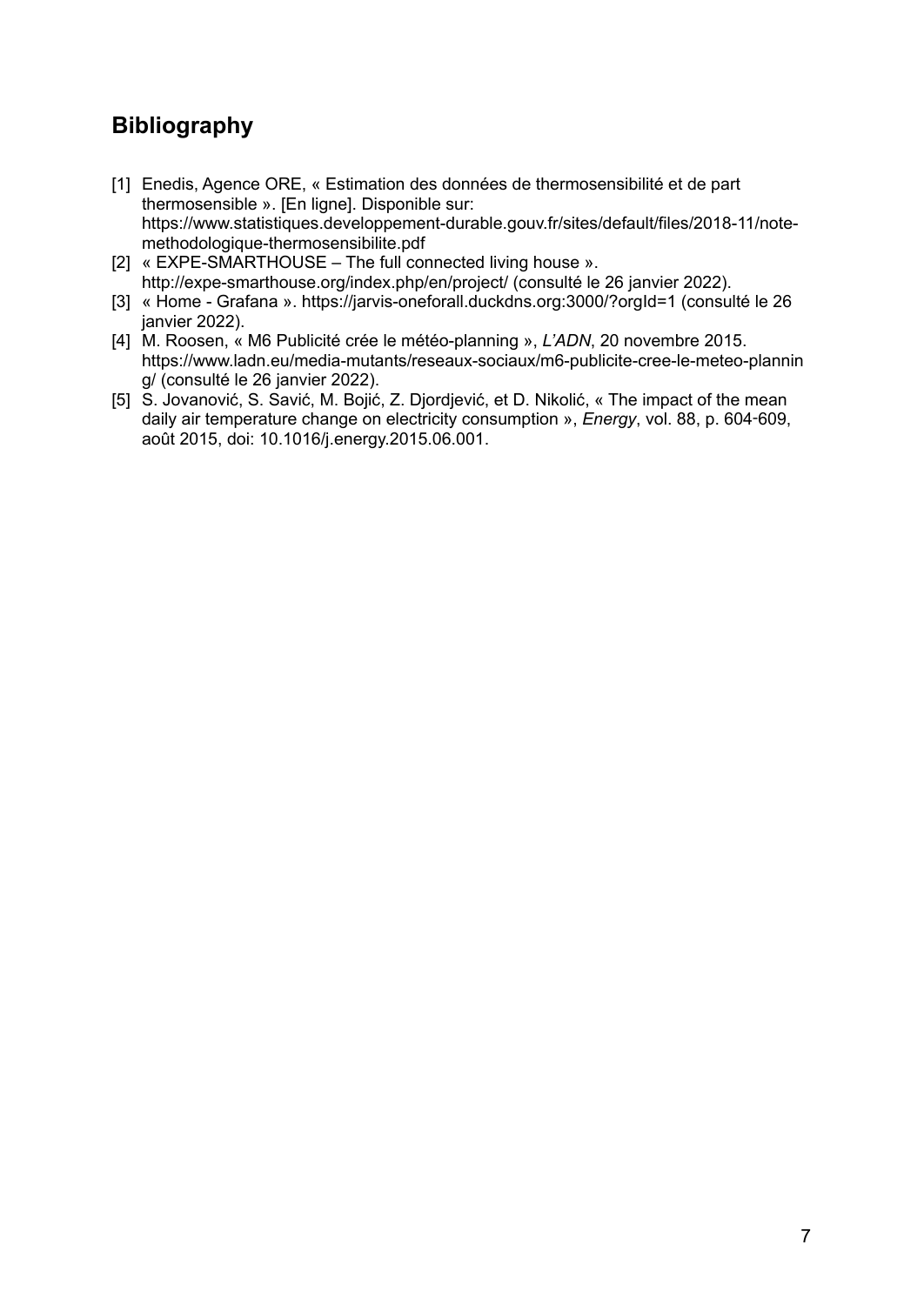## Bibliography

[1] Enedis, Agence ORE, « Estimation des données de thermosensibilité et de part thermosensible ». [En ligne]. Disponible sur: https://www.statistiques.developpement-durable.gouv.fr/sites/default/files/2018-11/note-methodologique-thermosensibilite.pdf

[2] « EXPE-SMARTHOUSE – The full connected living house ». http://expe-smarthouse.org/index.php/en/project/ (consulté le 26 janvier 2022).

[3] « Home - Grafana ». https://jarvis-oneforall.duckdns.org:3000/?orgId=1 (consulté le 26 janvier 2022).

[4] M. Roosen, « M6 Publicité crée le météo-planning », *L'ADN*, 20 novembre 2015. https://www.ladn.eu/media-mutants/reseaux-sociaux/m6-publicite-cree-le-meteo-planning/ (consulté le 26 janvier 2022).

[5] S. Jovanović, S. Savić, M. Bojić, Z. Djordjević, et D. Nikolić, « The impact of the mean daily air temperature change on electricity consumption », *Energy*, vol. 88, p. 604‑609, août 2015, doi: 10.1016/j.energy.2015.06.001.